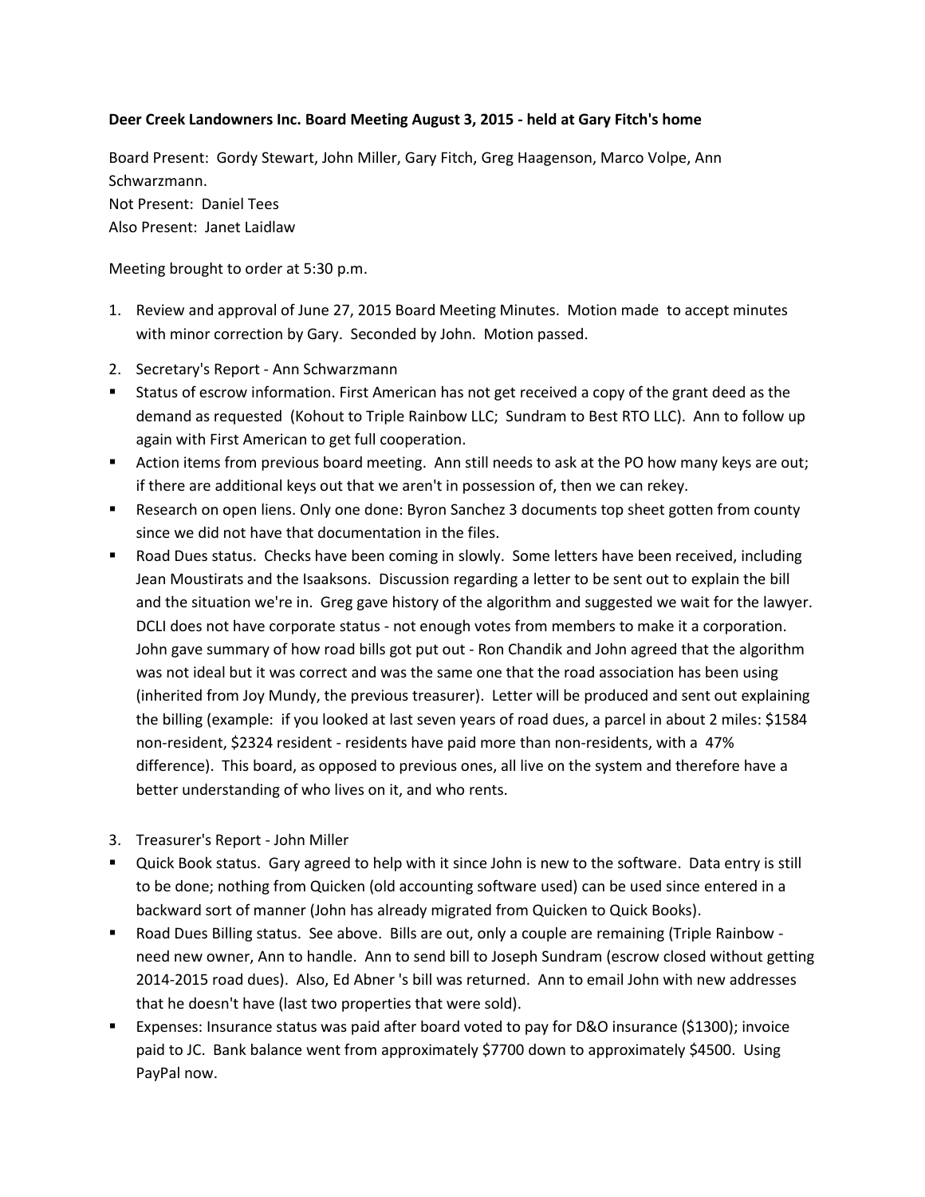**Deer Creek Landowners Inc. Board Meeting August 3, 2015 - held at Gary Fitch's home**

Board Present: Gordy Stewart, John Miller, Gary Fitch, Greg Haagenson, Marco Volpe, Ann Schwarzmann.
Not Present: Daniel Tees
Also Present: Janet Laidlaw

Meeting brought to order at 5:30 p.m.

1. Review and approval of June 27, 2015 Board Meeting Minutes. Motion made to accept minutes with minor correction by Gary. Seconded by John. Motion passed.

2. Secretary's Report - Ann Schwarzmann

- Status of escrow information. First American has not get received a copy of the grant deed as the demand as requested (Kohout to Triple Rainbow LLC; Sundram to Best RTO LLC). Ann to follow up again with First American to get full cooperation.
- Action items from previous board meeting. Ann still needs to ask at the PO how many keys are out; if there are additional keys out that we aren't in possession of, then we can rekey.
- Research on open liens. Only one done: Byron Sanchez 3 documents top sheet gotten from county since we did not have that documentation in the files.
- Road Dues status. Checks have been coming in slowly. Some letters have been received, including Jean Moustirats and the Isaaksons. Discussion regarding a letter to be sent out to explain the bill and the situation we're in. Greg gave history of the algorithm and suggested we wait for the lawyer. DCLI does not have corporate status - not enough votes from members to make it a corporation. John gave summary of how road bills got put out - Ron Chandik and John agreed that the algorithm was not ideal but it was correct and was the same one that the road association has been using (inherited from Joy Mundy, the previous treasurer). Letter will be produced and sent out explaining the billing (example: if you looked at last seven years of road dues, a parcel in about 2 miles: $1584 non-resident, $2324 resident - residents have paid more than non-residents, with a 47% difference). This board, as opposed to previous ones, all live on the system and therefore have a better understanding of who lives on it, and who rents.

3. Treasurer's Report - John Miller

- Quick Book status. Gary agreed to help with it since John is new to the software. Data entry is still to be done; nothing from Quicken (old accounting software used) can be used since entered in a backward sort of manner (John has already migrated from Quicken to Quick Books).
- Road Dues Billing status. See above. Bills are out, only a couple are remaining (Triple Rainbow - need new owner, Ann to handle. Ann to send bill to Joseph Sundram (escrow closed without getting 2014-2015 road dues). Also, Ed Abner 's bill was returned. Ann to email John with new addresses that he doesn't have (last two properties that were sold).
- Expenses: Insurance status was paid after board voted to pay for D&O insurance ($1300); invoice paid to JC. Bank balance went from approximately $7700 down to approximately $4500. Using PayPal now.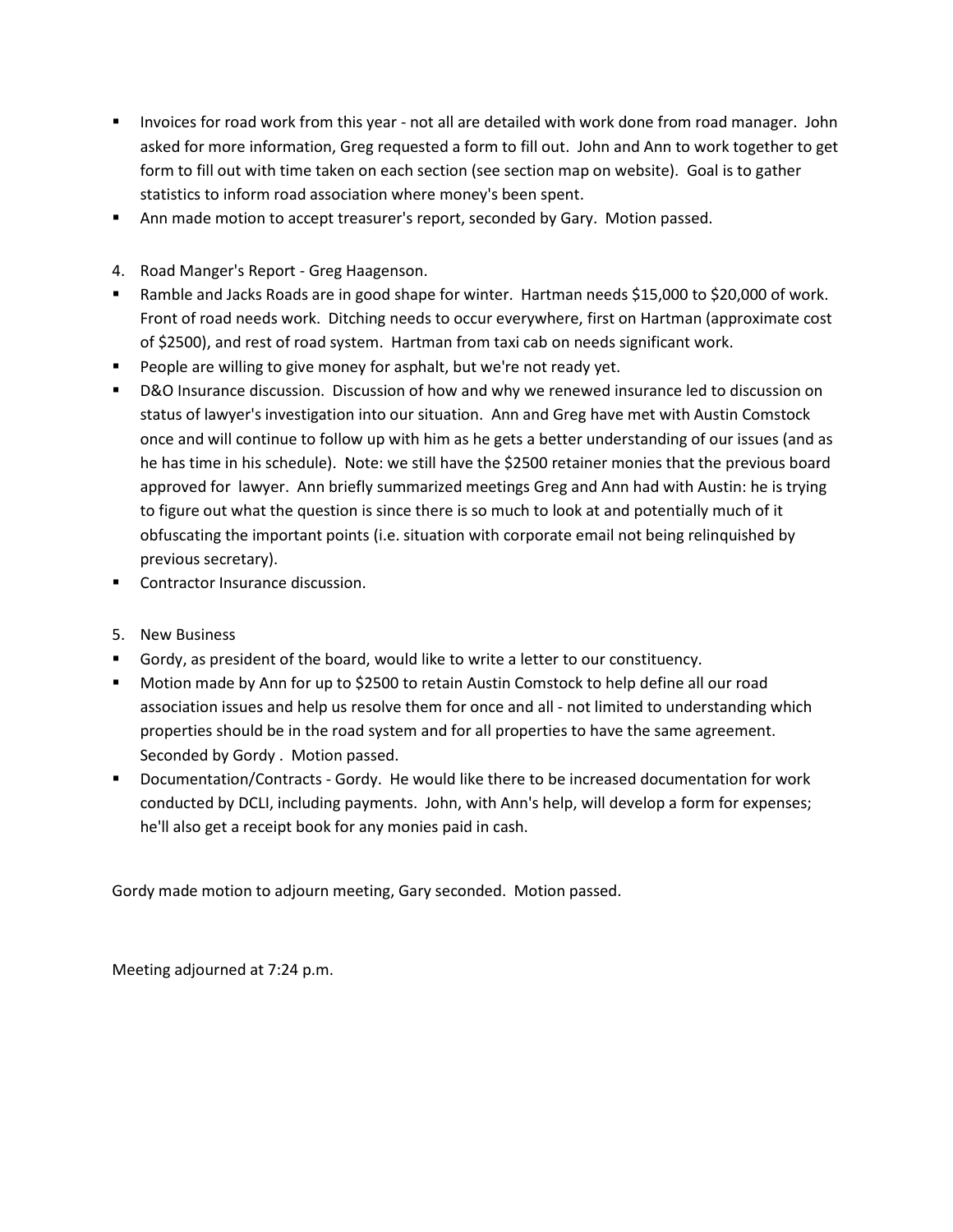- Invoices for road work from this year - not all are detailed with work done from road manager. John asked for more information, Greg requested a form to fill out. John and Ann to work together to get form to fill out with time taken on each section (see section map on website). Goal is to gather statistics to inform road association where money's been spent.
- Ann made motion to accept treasurer's report, seconded by Gary. Motion passed.

4. Road Manger's Report - Greg Haagenson.

- Ramble and Jacks Roads are in good shape for winter. Hartman needs $15,000 to $20,000 of work. Front of road needs work. Ditching needs to occur everywhere, first on Hartman (approximate cost of $2500), and rest of road system. Hartman from taxi cab on needs significant work.
- People are willing to give money for asphalt, but we're not ready yet.
- D&O Insurance discussion. Discussion of how and why we renewed insurance led to discussion on status of lawyer's investigation into our situation. Ann and Greg have met with Austin Comstock once and will continue to follow up with him as he gets a better understanding of our issues (and as he has time in his schedule). Note: we still have the $2500 retainer monies that the previous board approved for lawyer. Ann briefly summarized meetings Greg and Ann had with Austin: he is trying to figure out what the question is since there is so much to look at and potentially much of it obfuscating the important points (i.e. situation with corporate email not being relinquished by previous secretary).
- Contractor Insurance discussion.

5. New Business

- Gordy, as president of the board, would like to write a letter to our constituency.
- Motion made by Ann for up to $2500 to retain Austin Comstock to help define all our road association issues and help us resolve them for once and all - not limited to understanding which properties should be in the road system and for all properties to have the same agreement. Seconded by Gordy . Motion passed.
- Documentation/Contracts - Gordy. He would like there to be increased documentation for work conducted by DCLI, including payments. John, with Ann's help, will develop a form for expenses; he'll also get a receipt book for any monies paid in cash.

Gordy made motion to adjourn meeting, Gary seconded. Motion passed.

Meeting adjourned at 7:24 p.m.